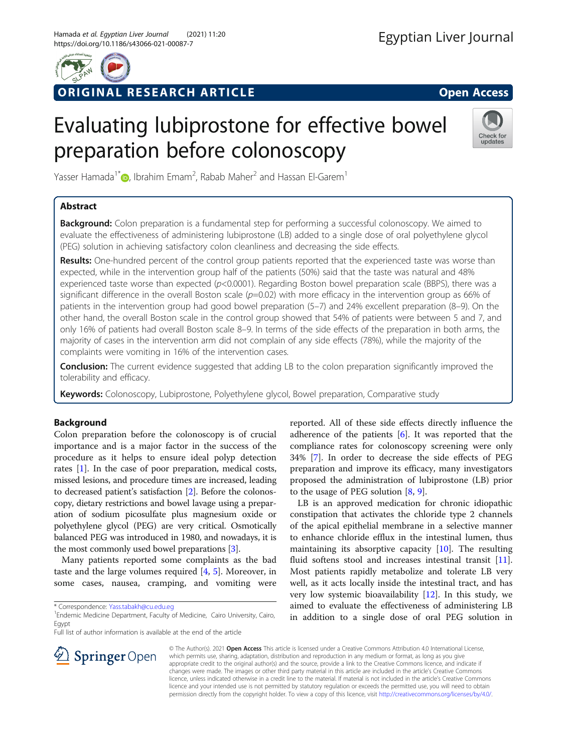# ORIGINAL RESEARCH ARTICLE

# Evaluating lubiprostone for effective bowel preparation before colonoscopy

Yasser Hamada[1*], Ibrahim Emam[2], Rabab Maher[2] and Hassan El-Garem[1]

## Abstract

**Background:** Colon preparation is a fundamental step for performing a successful colonoscopy. We aimed to evaluate the effectiveness of administering lubiprostone (LB) added to a single dose of oral polyethylene glycol (PEG) solution in achieving satisfactory colon cleanliness and decreasing the side effects.

**Results:** One-hundred percent of the control group patients reported that the experienced taste was worse than expected, while in the intervention group half of the patients (50%) said that the taste was natural and 48% experienced taste worse than expected ($p<0.0001$). Regarding Boston bowel preparation scale (BBPS), there was a significant difference in the overall Boston scale ($p=0.02$) with more efficacy in the intervention group as 66% of patients in the intervention group had good bowel preparation (5–7) and 24% excellent preparation (8–9). On the other hand, the overall Boston scale in the control group showed that 54% of patients were between 5 and 7, and only 16% of patients had overall Boston scale 8–9. In terms of the side effects of the preparation in both arms, the majority of cases in the intervention arm did not complain of any side effects (78%), while the majority of the complaints were vomiting in 16% of the intervention cases.

**Conclusion:** The current evidence suggested that adding LB to the colon preparation significantly improved the tolerability and efficacy.

**Keywords:** Colonoscopy, Lubiprostone, Polyethylene glycol, Bowel preparation, Comparative study

## Background

Colon preparation before the colonoscopy is of crucial importance and is a major factor in the success of the procedure as it helps to ensure ideal polyp detection rates [1]. In the case of poor preparation, medical costs, missed lesions, and procedure times are increased, leading to decreased patient's satisfaction [2]. Before the colonoscopy, dietary restrictions and bowel lavage using a preparation of sodium picosulfate plus magnesium oxide or polyethylene glycol (PEG) are very critical. Osmotically balanced PEG was introduced in 1980, and nowadays, it is the most commonly used bowel preparations [3].

Many patients reported some complaints as the bad taste and the large volumes required [4, 5]. Moreover, in some cases, nausea, cramping, and vomiting were reported. All of these side effects directly influence the adherence of the patients [6]. It was reported that the compliance rates for colonoscopy screening were only 34% [7]. In order to decrease the side effects of PEG preparation and improve its efficacy, many investigators proposed the administration of lubiprostone (LB) prior to the usage of PEG solution [8, 9].

LB is an approved medication for chronic idiopathic constipation that activates the chloride type 2 channels of the apical epithelial membrane in a selective manner to enhance chloride efflux in the intestinal lumen, thus maintaining its absorptive capacity [10]. The resulting fluid softens stool and increases intestinal transit [11]. Most patients rapidly metabolize and tolerate LB very well, as it acts locally inside the intestinal tract, and has very low systemic bioavailability [12]. In this study, we aimed to evaluate the effectiveness of administering LB in addition to a single dose of oral PEG solution in

\* Correspondence: Yass.tabakh@cu.edu.eg
[1]Endemic Medicine Department, Faculty of Medicine, Cairo University, Cairo, Egypt
Full list of author information is available at the end of the article

© The Author(s). 2021 **Open Access** This article is licensed under a Creative Commons Attribution 4.0 International License, which permits use, sharing, adaptation, distribution and reproduction in any medium or format, as long as you give appropriate credit to the original author(s) and the source, provide a link to the Creative Commons licence, and indicate if changes were made. The images or other third party material in this article are included in the article's Creative Commons licence, unless indicated otherwise in a credit line to the material. If material is not included in the article's Creative Commons licence and your intended use is not permitted by statutory regulation or exceeds the permitted use, you will need to obtain permission directly from the copyright holder. To view a copy of this licence, visit http://creativecommons.org/licenses/by/4.0/.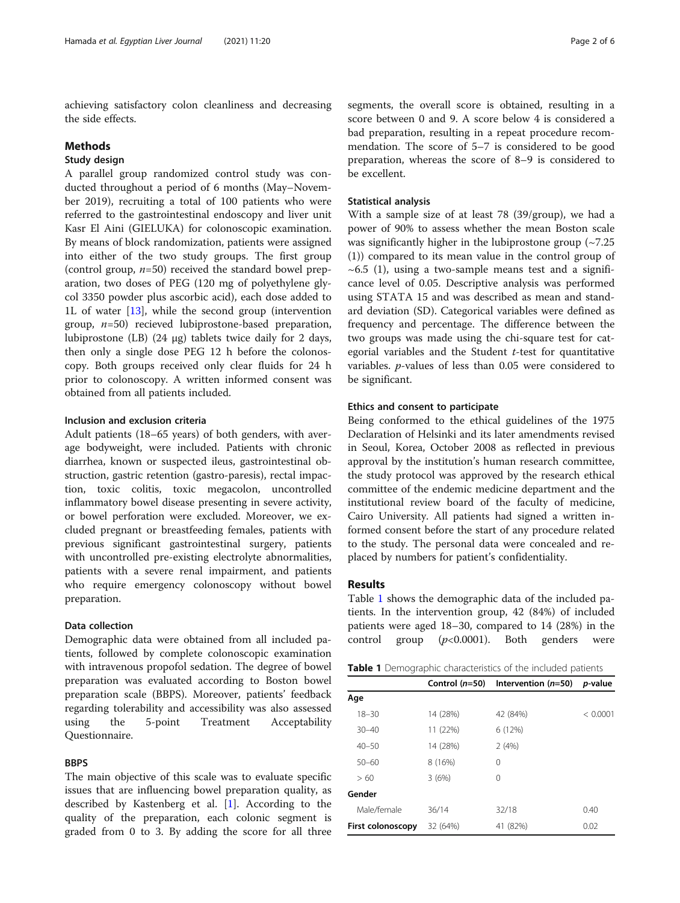achieving satisfactory colon cleanliness and decreasing the side effects.

## Methods

### Study design

A parallel group randomized control study was conducted throughout a period of 6 months (May–November 2019), recruiting a total of 100 patients who were referred to the gastrointestinal endoscopy and liver unit Kasr El Aini (GIELUKA) for colonoscopic examination. By means of block randomization, patients were assigned into either of the two study groups. The first group (control group, *n*=50) received the standard bowel preparation, two doses of PEG (120 mg of polyethylene glycol 3350 powder plus ascorbic acid), each dose added to 1L of water [13], while the second group (intervention group, *n*=50) recieved lubiprostone-based preparation, lubiprostone (LB) (24 μg) tablets twice daily for 2 days, then only a single dose PEG 12 h before the colonoscopy. Both groups received only clear fluids for 24 h prior to colonoscopy. A written informed consent was obtained from all patients included.

### Inclusion and exclusion criteria

Adult patients (18–65 years) of both genders, with average bodyweight, were included. Patients with chronic diarrhea, known or suspected ileus, gastrointestinal obstruction, gastric retention (gastro-paresis), rectal impaction, toxic colitis, toxic megacolon, uncontrolled inflammatory bowel disease presenting in severe activity, or bowel perforation were excluded. Moreover, we excluded pregnant or breastfeeding females, patients with previous significant gastrointestinal surgery, patients with uncontrolled pre-existing electrolyte abnormalities, patients with a severe renal impairment, and patients who require emergency colonoscopy without bowel preparation.

### Data collection

Demographic data were obtained from all included patients, followed by complete colonoscopic examination with intravenous propofol sedation. The degree of bowel preparation was evaluated according to Boston bowel preparation scale (BBPS). Moreover, patients' feedback regarding tolerability and accessibility was also assessed using the 5-point Treatment Acceptability Questionnaire.

### BBPS

The main objective of this scale was to evaluate specific issues that are influencing bowel preparation quality, as described by Kastenberg et al. [1]. According to the quality of the preparation, each colonic segment is graded from 0 to 3. By adding the score for all three segments, the overall score is obtained, resulting in a score between 0 and 9. A score below 4 is considered a bad preparation, resulting in a repeat procedure recommendation. The score of 5–7 is considered to be good preparation, whereas the score of 8–9 is considered to be excellent.

### Statistical analysis

With a sample size of at least 78 (39/group), we had a power of 90% to assess whether the mean Boston scale was significantly higher in the lubiprostone group (~7.25 (1)) compared to its mean value in the control group of ~6.5 (1), using a two-sample means test and a significance level of 0.05. Descriptive analysis was performed using STATA 15 and was described as mean and standard deviation (SD). Categorical variables were defined as frequency and percentage. The difference between the two groups was made using the chi-square test for categorial variables and the Student *t*-test for quantitative variables. *p*-values of less than 0.05 were considered to be significant.

### Ethics and consent to participate

Being conformed to the ethical guidelines of the 1975 Declaration of Helsinki and its later amendments revised in Seoul, Korea, October 2008 as reflected in previous approval by the institution's human research committee, the study protocol was approved by the research ethical committee of the endemic medicine department and the institutional review board of the faculty of medicine, Cairo University. All patients had signed a written informed consent before the start of any procedure related to the study. The personal data were concealed and replaced by numbers for patient's confidentiality.

## Results

Table 1 shows the demographic data of the included patients. In the intervention group, 42 (84%) of included patients were aged 18–30, compared to 14 (28%) in the control group ($p<0.0001$). Both genders were

**Table 1** Demographic characteristics of the included patients

| | Control (*n*=50) | Intervention (*n*=50) | *p*-value |
|---|---|---|---|
| **Age** | | | |
| 18–30 | 14 (28%) | 42 (84%) | < 0.0001 |
| 30–40 | 11 (22%) | 6 (12%) | |
| 40–50 | 14 (28%) | 2 (4%) | |
| 50–60 | 8 (16%) | 0 | |
| > 60 | 3 (6%) | 0 | |
| **Gender** | | | |
| Male/female | 36/14 | 32/18 | 0.40 |
| **First colonoscopy** | 32 (64%) | 41 (82%) | 0.02 |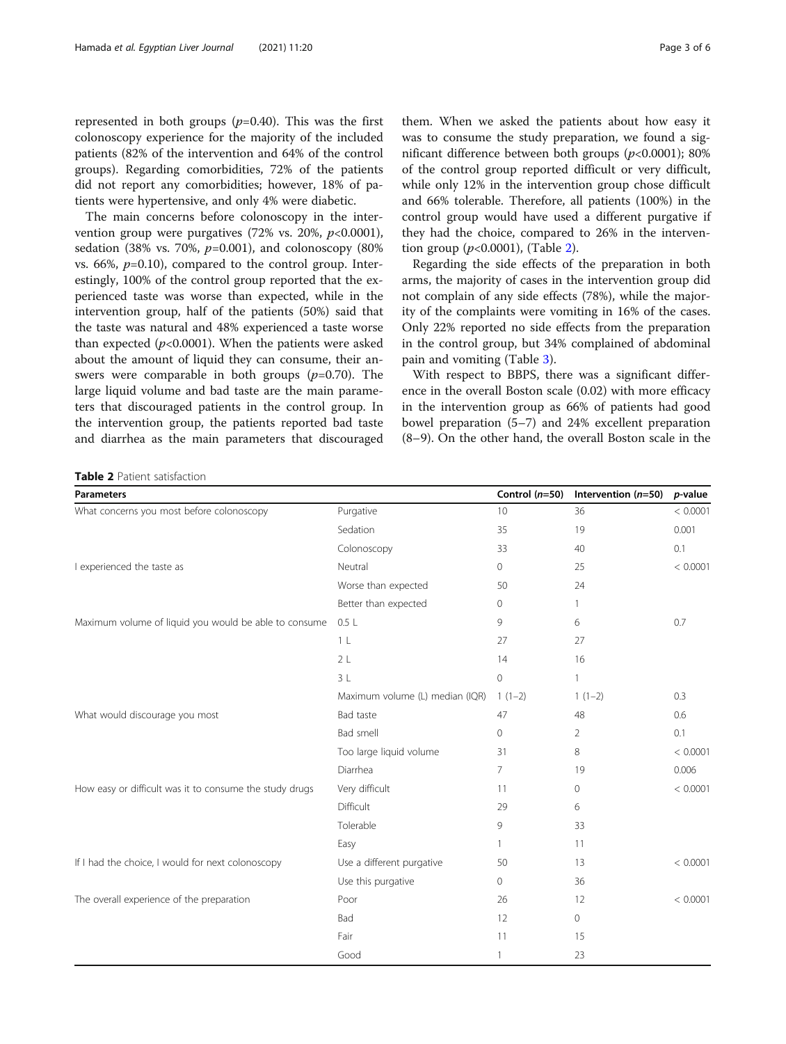represented in both groups ($p$=0.40). This was the first colonoscopy experience for the majority of the included patients (82% of the intervention and 64% of the control groups). Regarding comorbidities, 72% of the patients did not report any comorbidities; however, 18% of patients were hypertensive, and only 4% were diabetic.

The main concerns before colonoscopy in the intervention group were purgatives (72% vs. 20%, $p$<0.0001), sedation (38% vs. 70%, $p$=0.001), and colonoscopy (80% vs. 66%, $p$=0.10), compared to the control group. Interestingly, 100% of the control group reported that the experienced taste was worse than expected, while in the intervention group, half of the patients (50%) said that the taste was natural and 48% experienced a taste worse than expected ($p$<0.0001). When the patients were asked about the amount of liquid they can consume, their answers were comparable in both groups ($p$=0.70). The large liquid volume and bad taste are the main parameters that discouraged patients in the control group. In the intervention group, the patients reported bad taste and diarrhea as the main parameters that discouraged them. When we asked the patients about how easy it was to consume the study preparation, we found a significant difference between both groups ($p$<0.0001); 80% of the control group reported difficult or very difficult, while only 12% in the intervention group chose difficult and 66% tolerable. Therefore, all patients (100%) in the control group would have used a different purgative if they had the choice, compared to 26% in the intervention group ($p$<0.0001), (Table 2).

Regarding the side effects of the preparation in both arms, the majority of cases in the intervention group did not complain of any side effects (78%), while the majority of the complaints were vomiting in 16% of the cases. Only 22% reported no side effects from the preparation in the control group, but 34% complained of abdominal pain and vomiting (Table 3).

With respect to BBPS, there was a significant difference in the overall Boston scale (0.02) with more efficacy in the intervention group as 66% of patients had good bowel preparation (5–7) and 24% excellent preparation (8–9). On the other hand, the overall Boston scale in the

**Table 2** Patient satisfaction

| Parameters | | Control ($n$=50) | Intervention ($n$=50) | $p$-value |
|---|---|---|---|---|
| What concerns you most before colonoscopy | Purgative | 10 | 36 | < 0.0001 |
| | Sedation | 35 | 19 | 0.001 |
| | Colonoscopy | 33 | 40 | 0.1 |
| I experienced the taste as | Neutral | 0 | 25 | < 0.0001 |
| | Worse than expected | 50 | 24 | |
| | Better than expected | 0 | 1 | |
| Maximum volume of liquid you would be able to consume | 0.5 L | 9 | 6 | 0.7 |
| | 1 L | 27 | 27 | |
| | 2 L | 14 | 16 | |
| | 3 L | 0 | 1 | |
| | Maximum volume (L) median (IQR) | 1 (1–2) | 1 (1–2) | 0.3 |
| What would discourage you most | Bad taste | 47 | 48 | 0.6 |
| | Bad smell | 0 | 2 | 0.1 |
| | Too large liquid volume | 31 | 8 | < 0.0001 |
| | Diarrhea | 7 | 19 | 0.006 |
| How easy or difficult was it to consume the study drugs | Very difficult | 11 | 0 | < 0.0001 |
| | Difficult | 29 | 6 | |
| | Tolerable | 9 | 33 | |
| | Easy | 1 | 11 | |
| If I had the choice, I would for next colonoscopy | Use a different purgative | 50 | 13 | < 0.0001 |
| | Use this purgative | 0 | 36 | |
| The overall experience of the preparation | Poor | 26 | 12 | < 0.0001 |
| | Bad | 12 | 0 | |
| | Fair | 11 | 15 | |
| | Good | 1 | 23 | |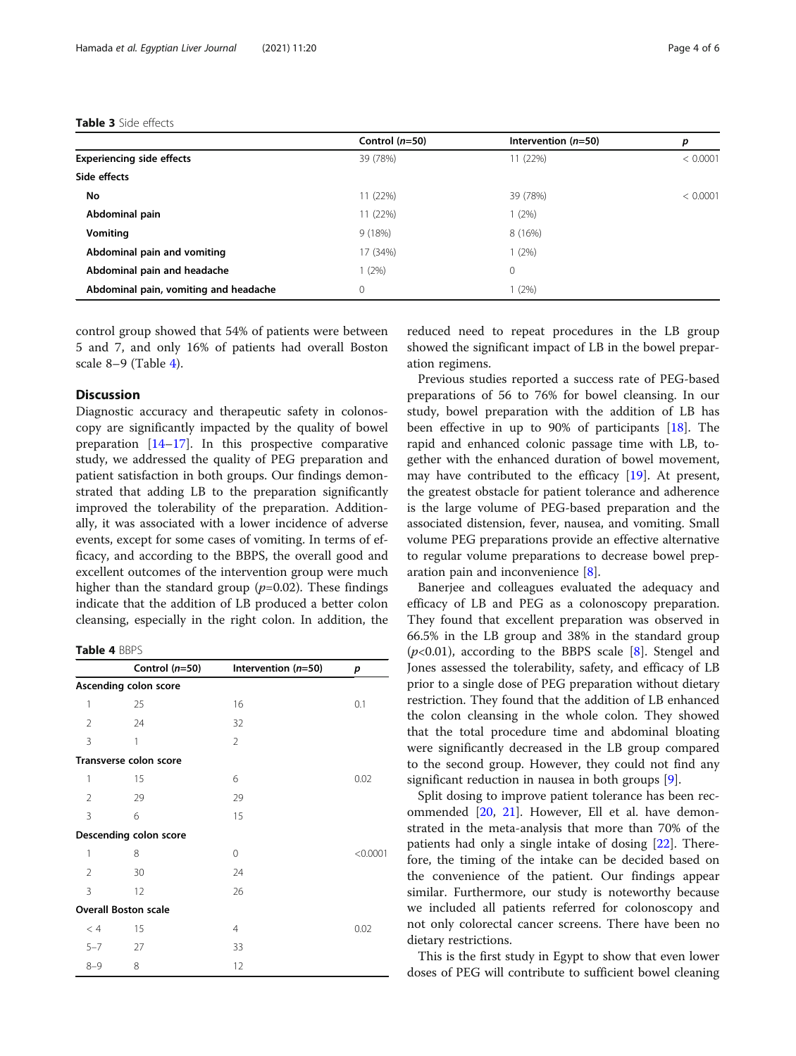**Table 3** Side effects

| | Control (*n*=50) | Intervention (*n*=50) | *p* |
|---|---|---|---|
| **Experiencing side effects** | 39 (78%) | 11 (22%) | < 0.0001 |
| **Side effects** | | | |
| **No** | 11 (22%) | 39 (78%) | < 0.0001 |
| **Abdominal pain** | 11 (22%) | 1 (2%) | |
| **Vomiting** | 9 (18%) | 8 (16%) | |
| **Abdominal pain and vomiting** | 17 (34%) | 1 (2%) | |
| **Abdominal pain and headache** | 1 (2%) | 0 | |
| **Abdominal pain, vomiting and headache** | 0 | 1 (2%) | |

control group showed that 54% of patients were between 5 and 7, and only 16% of patients had overall Boston scale 8–9 (Table 4).

## Discussion

Diagnostic accuracy and therapeutic safety in colonoscopy are significantly impacted by the quality of bowel preparation [14–17]. In this prospective comparative study, we addressed the quality of PEG preparation and patient satisfaction in both groups. Our findings demonstrated that adding LB to the preparation significantly improved the tolerability of the preparation. Additionally, it was associated with a lower incidence of adverse events, except for some cases of vomiting. In terms of efficacy, and according to the BBPS, the overall good and excellent outcomes of the intervention group were much higher than the standard group ($p$=0.02). These findings indicate that the addition of LB produced a better colon cleansing, especially in the right colon. In addition, the reduced need to repeat procedures in the LB group showed the significant impact of LB in the bowel preparation regimens.

**Table 4** BBPS

| | Control (*n*=50) | Intervention (*n*=50) | *p* |
|---|---|---|---|
| **Ascending colon score** | | | |
| 1 | 25 | 16 | 0.1 |
| 2 | 24 | 32 | |
| 3 | 1 | 2 | |
| **Transverse colon score** | | | |
| 1 | 15 | 6 | 0.02 |
| 2 | 29 | 29 | |
| 3 | 6 | 15 | |
| **Descending colon score** | | | |
| 1 | 8 | 0 | <0.0001 |
| 2 | 30 | 24 | |
| 3 | 12 | 26 | |
| **Overall Boston scale** | | | |
| < 4 | 15 | 4 | 0.02 |
| 5–7 | 27 | 33 | |
| 8–9 | 8 | 12 | |

Previous studies reported a success rate of PEG-based preparations of 56 to 76% for bowel cleansing. In our study, bowel preparation with the addition of LB has been effective in up to 90% of participants [18]. The rapid and enhanced colonic passage time with LB, together with the enhanced duration of bowel movement, may have contributed to the efficacy [19]. At present, the greatest obstacle for patient tolerance and adherence is the large volume of PEG-based preparation and the associated distension, fever, nausea, and vomiting. Small volume PEG preparations provide an effective alternative to regular volume preparations to decrease bowel preparation pain and inconvenience [8].

Banerjee and colleagues evaluated the adequacy and efficacy of LB and PEG as a colonoscopy preparation. They found that excellent preparation was observed in 66.5% in the LB group and 38% in the standard group ($p$<0.01), according to the BBPS scale [8]. Stengel and Jones assessed the tolerability, safety, and efficacy of LB prior to a single dose of PEG preparation without dietary restriction. They found that the addition of LB enhanced the colon cleansing in the whole colon. They showed that the total procedure time and abdominal bloating were significantly decreased in the LB group compared to the second group. However, they could not find any significant reduction in nausea in both groups [9].

Split dosing to improve patient tolerance has been recommended [20, 21]. However, Ell et al. have demonstrated in the meta-analysis that more than 70% of the patients had only a single intake of dosing [22]. Therefore, the timing of the intake can be decided based on the convenience of the patient. Our findings appear similar. Furthermore, our study is noteworthy because we included all patients referred for colonoscopy and not only colorectal cancer screens. There have been no dietary restrictions.

This is the first study in Egypt to show that even lower doses of PEG will contribute to sufficient bowel cleaning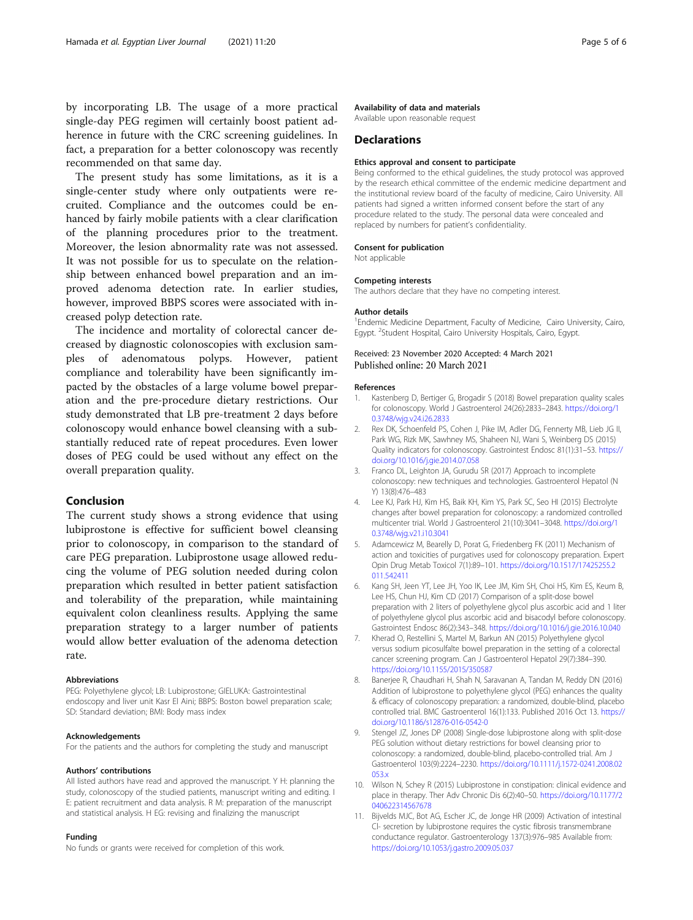by incorporating LB. The usage of a more practical single-day PEG regimen will certainly boost patient adherence in future with the CRC screening guidelines. In fact, a preparation for a better colonoscopy was recently recommended on that same day.

The present study has some limitations, as it is a single-center study where only outpatients were recruited. Compliance and the outcomes could be enhanced by fairly mobile patients with a clear clarification of the planning procedures prior to the treatment. Moreover, the lesion abnormality rate was not assessed. It was not possible for us to speculate on the relationship between enhanced bowel preparation and an improved adenoma detection rate. In earlier studies, however, improved BBPS scores were associated with increased polyp detection rate.

The incidence and mortality of colorectal cancer decreased by diagnostic colonoscopies with exclusion samples of adenomatous polyps. However, patient compliance and tolerability have been significantly impacted by the obstacles of a large volume bowel preparation and the pre-procedure dietary restrictions. Our study demonstrated that LB pre-treatment 2 days before colonoscopy would enhance bowel cleansing with a substantially reduced rate of repeat procedures. Even lower doses of PEG could be used without any effect on the overall preparation quality.

## Conclusion

The current study shows a strong evidence that using lubiprostone is effective for sufficient bowel cleansing prior to colonoscopy, in comparison to the standard of care PEG preparation. Lubiprostone usage allowed reducing the volume of PEG solution needed during colon preparation which resulted in better patient satisfaction and tolerability of the preparation, while maintaining equivalent colon cleanliness results. Applying the same preparation strategy to a larger number of patients would allow better evaluation of the adenoma detection rate.

#### Abbreviations

PEG: Polyethylene glycol; LB: Lubiprostone; GIELUKA: Gastrointestinal endoscopy and liver unit Kasr El Aini; BBPS: Boston bowel preparation scale; SD: Standard deviation; BMI: Body mass index

#### Acknowledgements

For the patients and the authors for completing the study and manuscript

#### Authors' contributions

All listed authors have read and approved the manuscript. Y H: planning the study, colonoscopy of the studied patients, manuscript writing and editing. I E: patient recruitment and data analysis. R M: preparation of the manuscript and statistical analysis. H EG: revising and finalizing the manuscript

#### Funding

No funds or grants were received for completion of this work.

#### Availability of data and materials

Available upon reasonable request

## Declarations

#### Ethics approval and consent to participate

Being conformed to the ethical guidelines, the study protocol was approved by the research ethical committee of the endemic medicine department and the institutional review board of the faculty of medicine, Cairo University. All patients had signed a written informed consent before the start of any procedure related to the study. The personal data were concealed and replaced by numbers for patient's confidentiality.

#### Consent for publication

Not applicable

#### Competing interests

The authors declare that they have no competing interest.

#### Author details

[1]Endemic Medicine Department, Faculty of Medicine, Cairo University, Cairo, Egypt. [2]Student Hospital, Cairo University Hospitals, Cairo, Egypt.

Received: 23 November 2020 Accepted: 4 March 2021
Published online: 20 March 2021

#### References

1. Kastenberg D, Bertiger G, Brogadir S (2018) Bowel preparation quality scales for colonoscopy. World J Gastroenterol 24(26):2833–2843. https://doi.org/10.3748/wjg.v24.i26.2833
2. Rex DK, Schoenfeld PS, Cohen J, Pike IM, Adler DG, Fennerty MB, Lieb JG II, Park WG, Rizk MK, Sawhney MS, Shaheen NJ, Wani S, Weinberg DS (2015) Quality indicators for colonoscopy. Gastrointest Endosc 81(1):31–53. https://doi.org/10.1016/j.gie.2014.07.058
3. Franco DL, Leighton JA, Gurudu SR (2017) Approach to incomplete colonoscopy: new techniques and technologies. Gastroenterol Hepatol (N Y) 13(8):476–483
4. Lee KJ, Park HJ, Kim HS, Baik KH, Kim YS, Park SC, Seo HI (2015) Electrolyte changes after bowel preparation for colonoscopy: a randomized controlled multicenter trial. World J Gastroenterol 21(10):3041–3048. https://doi.org/10.3748/wjg.v21.i10.3041
5. Adamcewicz M, Bearelly D, Porat G, Friedenberg FK (2011) Mechanism of action and toxicities of purgatives used for colonoscopy preparation. Expert Opin Drug Metab Toxicol 7(1):89–101. https://doi.org/10.1517/17425255.2011.542411
6. Kang SH, Jeen YT, Lee JH, Yoo IK, Lee JM, Kim SH, Choi HS, Kim ES, Keum B, Lee HS, Chun HJ, Kim CD (2017) Comparison of a split-dose bowel preparation with 2 liters of polyethylene glycol plus ascorbic acid and 1 liter of polyethylene glycol plus ascorbic acid and bisacodyl before colonoscopy. Gastrointest Endosc 86(2):343–348. https://doi.org/10.1016/j.gie.2016.10.040
7. Kherad O, Restellini S, Martel M, Barkun AN (2015) Polyethylene glycol versus sodium picosulfalte bowel preparation in the setting of a colorectal cancer screening program. Can J Gastroenterol Hepatol 29(7):384–390. https://doi.org/10.1155/2015/350587
8. Banerjee R, Chaudhari H, Shah N, Saravanan A, Tandan M, Reddy DN (2016) Addition of lubiprostone to polyethylene glycol (PEG) enhances the quality & efficacy of colonoscopy preparation: a randomized, double-blind, placebo controlled trial. BMC Gastroenterol 16(1):133. Published 2016 Oct 13. https://doi.org/10.1186/s12876-016-0542-0
9. Stengel JZ, Jones DP (2008) Single-dose lubiprostone along with split-dose PEG solution without dietary restrictions for bowel cleansing prior to colonoscopy: a randomized, double-blind, placebo-controlled trial. Am J Gastroenterol 103(9):2224–2230. https://doi.org/10.1111/j.1572-0241.2008.02053.x
10. Wilson N, Schey R (2015) Lubiprostone in constipation: clinical evidence and place in therapy. Ther Adv Chronic Dis 6(2):40–50. https://doi.org/10.1177/2040622314567678
11. Bijvelds MJC, Bot AG, Escher JC, de Jonge HR (2009) Activation of intestinal Cl- secretion by lubiprostone requires the cystic fibrosis transmembrane conductance regulator. Gastroenterology 137(3):976–985 Available from: https://doi.org/10.1053/j.gastro.2009.05.037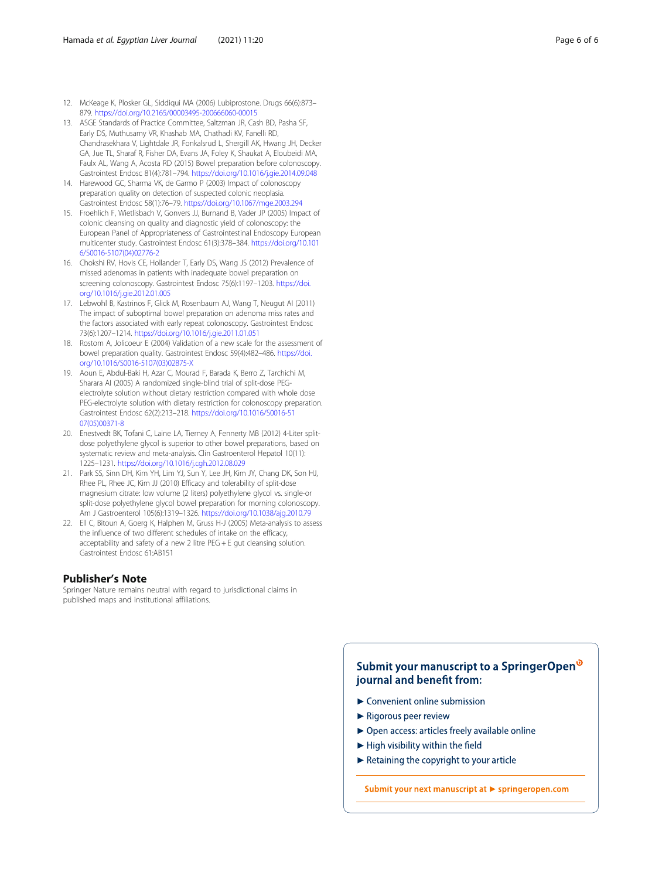12. McKeage K, Plosker GL, Siddiqui MA (2006) Lubiprostone. Drugs 66(6):873–879. https://doi.org/10.2165/00003495-200666060-00015
13. ASGE Standards of Practice Committee, Saltzman JR, Cash BD, Pasha SF, Early DS, Muthusamy VR, Khashab MA, Chathadi KV, Fanelli RD, Chandrasekhara V, Lightdale JR, Fonkalsrud L, Shergill AK, Hwang JH, Decker GA, Jue TL, Sharaf R, Fisher DA, Evans JA, Foley K, Shaukat A, Eloubeidi MA, Faulx AL, Wang A, Acosta RD (2015) Bowel preparation before colonoscopy. Gastrointest Endosc 81(4):781–794. https://doi.org/10.1016/j.gie.2014.09.048
14. Harewood GC, Sharma VK, de Garmo P (2003) Impact of colonoscopy preparation quality on detection of suspected colonic neoplasia. Gastrointest Endosc 58(1):76–79. https://doi.org/10.1067/mge.2003.294
15. Froehlich F, Wietlisbach V, Gonvers JJ, Burnand B, Vader JP (2005) Impact of colonic cleansing on quality and diagnostic yield of colonoscopy: the European Panel of Appropriateness of Gastrointestinal Endoscopy European multicenter study. Gastrointest Endosc 61(3):378–384. https://doi.org/10.1016/S0016-5107(04)02776-2
16. Chokshi RV, Hovis CE, Hollander T, Early DS, Wang JS (2012) Prevalence of missed adenomas in patients with inadequate bowel preparation on screening colonoscopy. Gastrointest Endosc 75(6):1197–1203. https://doi.org/10.1016/j.gie.2012.01.005
17. Lebwohl B, Kastrinos F, Glick M, Rosenbaum AJ, Wang T, Neugut AI (2011) The impact of suboptimal bowel preparation on adenoma miss rates and the factors associated with early repeat colonoscopy. Gastrointest Endosc 73(6):1207–1214. https://doi.org/10.1016/j.gie.2011.01.051
18. Rostom A, Jolicoeur E (2004) Validation of a new scale for the assessment of bowel preparation quality. Gastrointest Endosc 59(4):482–486. https://doi.org/10.1016/S0016-5107(03)02875-X
19. Aoun E, Abdul-Baki H, Azar C, Mourad F, Barada K, Berro Z, Tarchichi M, Sharara AI (2005) A randomized single-blind trial of split-dose PEG-electrolyte solution without dietary restriction compared with whole dose PEG-electrolyte solution with dietary restriction for colonoscopy preparation. Gastrointest Endosc 62(2):213–218. https://doi.org/10.1016/S0016-5107(05)00371-8
20. Enestvedt BK, Tofani C, Laine LA, Tierney A, Fennerty MB (2012) 4-Liter split-dose polyethylene glycol is superior to other bowel preparations, based on systematic review and meta-analysis. Clin Gastroenterol Hepatol 10(11):1225–1231. https://doi.org/10.1016/j.cgh.2012.08.029
21. Park SS, Sinn DH, Kim YH, Lim YJ, Sun Y, Lee JH, Kim JY, Chang DK, Son HJ, Rhee PL, Rhee JC, Kim JJ (2010) Efficacy and tolerability of split-dose magnesium citrate: low volume (2 liters) polyethylene glycol vs. single-or split-dose polyethylene glycol bowel preparation for morning colonoscopy. Am J Gastroenterol 105(6):1319–1326. https://doi.org/10.1038/ajg.2010.79
22. Ell C, Bitoun A, Goerg K, Halphen M, Gruss H-J (2005) Meta-analysis to assess the influence of two different schedules of intake on the efficacy, acceptability and safety of a new 2 litre PEG + E gut cleansing solution. Gastrointest Endosc 61:AB151

## Publisher's Note

Springer Nature remains neutral with regard to jurisdictional claims in published maps and institutional affiliations.

**Submit your manuscript to a SpringerOpen journal and benefit from:**

- ► Convenient online submission
- ► Rigorous peer review
- ► Open access: articles freely available online
- ► High visibility within the field
- ► Retaining the copyright to your article

**Submit your next manuscript at ► springeropen.com**